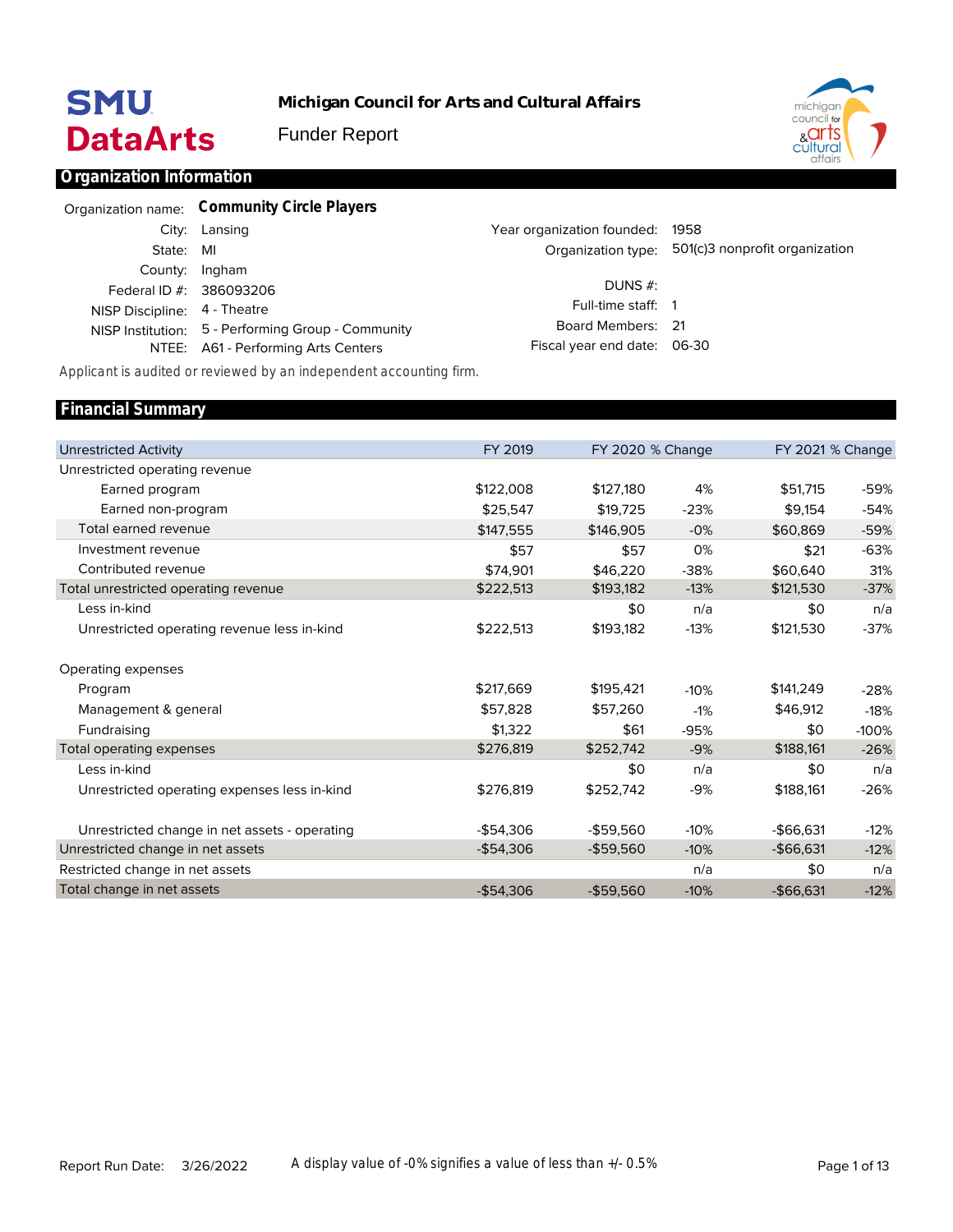**Michigan Council for Arts and Cultural Affairs**

Funder Report

## Organization Information

| | | | |
|---|---|---|---|
| Organization name: | **Community Circle Players** | | |
| City: | Lansing | Year organization founded: | 1958 |
| State: | MI | Organization type: | 501(c)3 nonprofit organization |
| County: | Ingham | | |
| Federal ID #: | 386093206 | DUNS #: | |
| NISP Discipline: | 4 - Theatre | Full-time staff: | 1 |
| NISP Institution: | 5 - Performing Group - Community | Board Members: | 21 |
| NTEE: | A61 - Performing Arts Centers | Fiscal year end date: | 06-30 |

Applicant is audited or reviewed by an independent accounting firm.

## Financial Summary

| Unrestricted Activity | FY 2019 | FY 2020 | % Change | FY 2021 | % Change |
|---|---|---|---|---|---|
| Unrestricted operating revenue | | | | | |
| Earned program | $122,008 | $127,180 | 4% | $51,715 | -59% |
| Earned non-program | $25,547 | $19,725 | -23% | $9,154 | -54% |
| Total earned revenue | $147,555 | $146,905 | -0% | $60,869 | -59% |
| Investment revenue | $57 | $57 | 0% | $21 | -63% |
| Contributed revenue | $74,901 | $46,220 | -38% | $60,640 | 31% |
| Total unrestricted operating revenue | $222,513 | $193,182 | -13% | $121,530 | -37% |
| Less in-kind | | $0 | n/a | $0 | n/a |
| Unrestricted operating revenue less in-kind | $222,513 | $193,182 | -13% | $121,530 | -37% |
| | | | | | |
| Operating expenses | | | | | |
| Program | $217,669 | $195,421 | -10% | $141,249 | -28% |
| Management & general | $57,828 | $57,260 | -1% | $46,912 | -18% |
| Fundraising | $1,322 | $61 | -95% | $0 | -100% |
| Total operating expenses | $276,819 | $252,742 | -9% | $188,161 | -26% |
| Less in-kind | | $0 | n/a | $0 | n/a |
| Unrestricted operating expenses less in-kind | $276,819 | $252,742 | -9% | $188,161 | -26% |
| | | | | | |
| Unrestricted change in net assets - operating | -$54,306 | -$59,560 | -10% | -$66,631 | -12% |
| Unrestricted change in net assets | -$54,306 | -$59,560 | -10% | -$66,631 | -12% |
| Restricted change in net assets | | | n/a | $0 | n/a |
| Total change in net assets | -$54,306 | -$59,560 | -10% | -$66,631 | -12% |

Report Run Date: 3/26/2022

A display value of -0% signifies a value of less than +/- 0.5%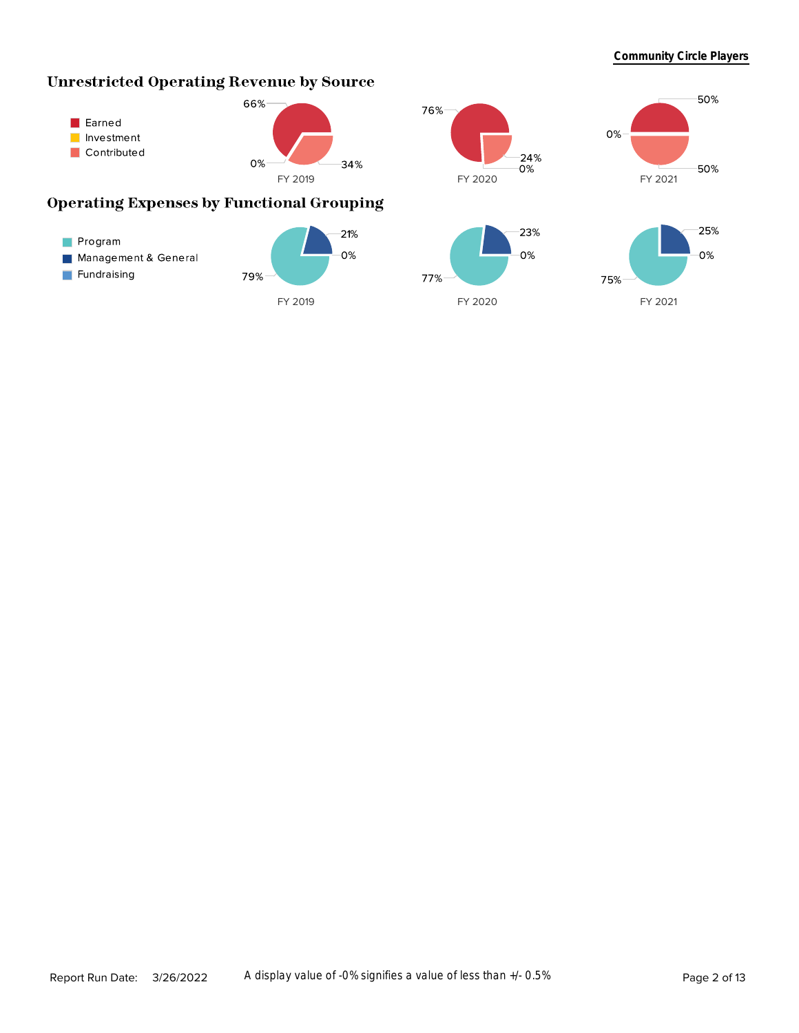## Unrestricted Operating Revenue by Source

Legend: Earned, Investment, Contributed

| | FY 2019 | FY 2020 | FY 2021 |
|---|---|---|---|
| Earned | 66% | 76% | 50% |
| Investment | 0% | 0% | 0% |
| Contributed | 34% | 24% | 50% |

## Operating Expenses by Functional Grouping

Legend: Program, Management & General, Fundraising

| | FY 2019 | FY 2020 | FY 2021 |
|---|---|---|---|
| Program | 79% | 77% | 75% |
| Management & General | 21% | 23% | 25% |
| Fundraising | 0% | 0% | 0% |

Report Run Date: 3/26/2022

A display value of -0% signifies a value of less than +/- 0.5%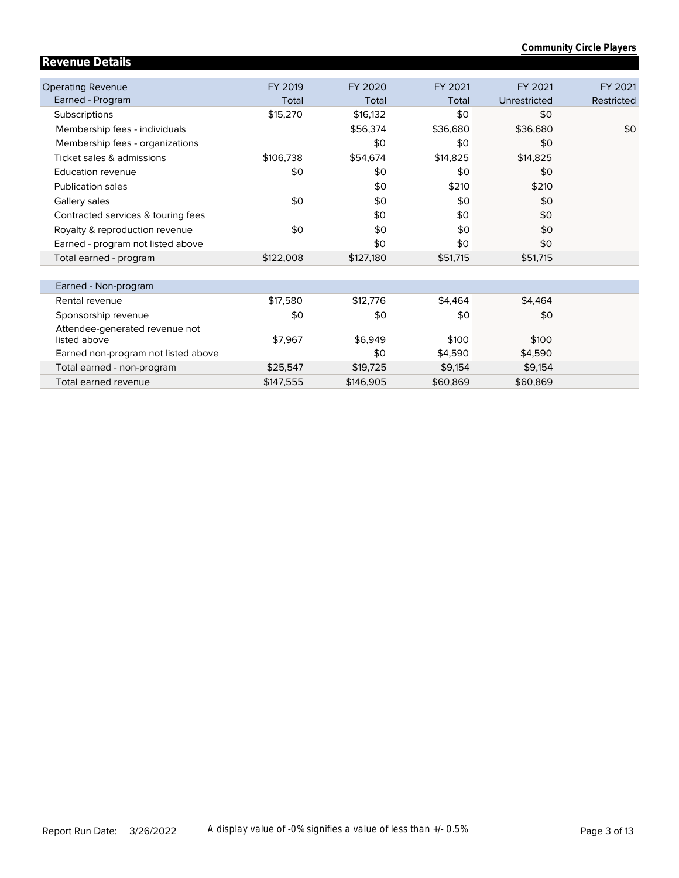## Revenue Details

| Operating Revenue<br>Earned - Program | FY 2019<br>Total | FY 2020<br>Total | FY 2021<br>Total | FY 2021<br>Unrestricted | FY 2021<br>Restricted |
|---|---|---|---|---|---|
| Subscriptions | $15,270 | $16,132 | $0 | $0 | |
| Membership fees - individuals | | $56,374 | $36,680 | $36,680 | $0 |
| Membership fees - organizations | | $0 | $0 | $0 | |
| Ticket sales & admissions | $106,738 | $54,674 | $14,825 | $14,825 | |
| Education revenue | $0 | $0 | $0 | $0 | |
| Publication sales | | $0 | $210 | $210 | |
| Gallery sales | $0 | $0 | $0 | $0 | |
| Contracted services & touring fees | | $0 | $0 | $0 | |
| Royalty & reproduction revenue | $0 | $0 | $0 | $0 | |
| Earned - program not listed above | | $0 | $0 | $0 | |
| Total earned - program | $122,008 | $127,180 | $51,715 | $51,715 | |
| **Earned - Non-program** | | | | | |
| Rental revenue | $17,580 | $12,776 | $4,464 | $4,464 | |
| Sponsorship revenue | $0 | $0 | $0 | $0 | |
| Attendee-generated revenue not listed above | $7,967 | $6,949 | $100 | $100 | |
| Earned non-program not listed above | | $0 | $4,590 | $4,590 | |
| Total earned - non-program | $25,547 | $19,725 | $9,154 | $9,154 | |
| Total earned revenue | $147,555 | $146,905 | $60,869 | $60,869 | |

A display value of -0% signifies a value of less than +/- 0.5%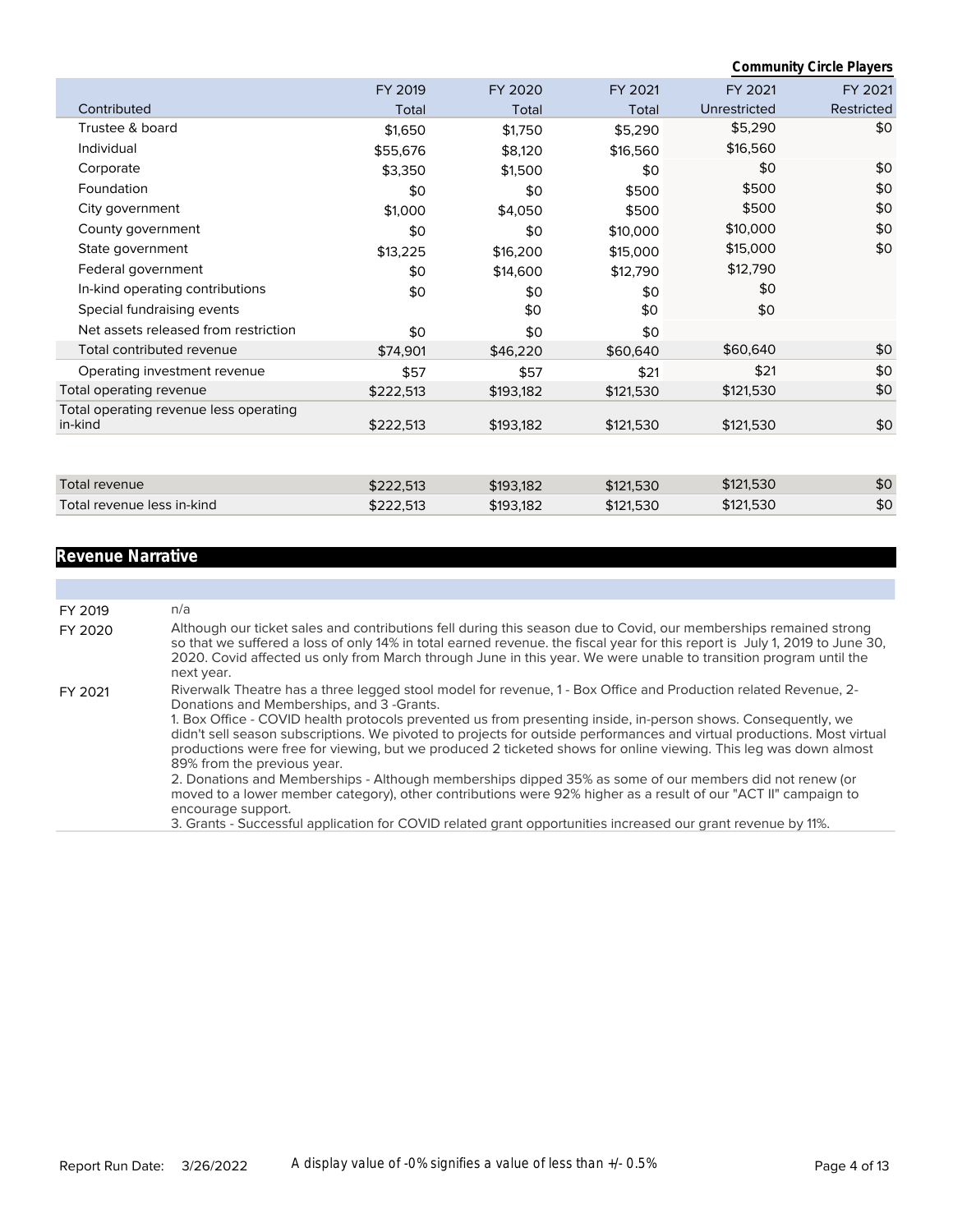**Community Circle Players**

| Contributed | FY 2019 Total | FY 2020 Total | FY 2021 Total | FY 2021 Unrestricted | FY 2021 Restricted |
|---|---|---|---|---|---|
| Trustee & board | $1,650 | $1,750 | $5,290 | $5,290 | $0 |
| Individual | $55,676 | $8,120 | $16,560 | $16,560 | |
| Corporate | $3,350 | $1,500 | $0 | $0 | $0 |
| Foundation | $0 | $0 | $500 | $500 | $0 |
| City government | $1,000 | $4,050 | $500 | $500 | $0 |
| County government | $0 | $0 | $10,000 | $10,000 | $0 |
| State government | $13,225 | $16,200 | $15,000 | $15,000 | $0 |
| Federal government | $0 | $14,600 | $12,790 | $12,790 | |
| In-kind operating contributions | $0 | $0 | $0 | $0 | |
| Special fundraising events | | $0 | $0 | $0 | |
| Net assets released from restriction | $0 | $0 | $0 | | |
| Total contributed revenue | $74,901 | $46,220 | $60,640 | $60,640 | $0 |
| Operating investment revenue | $57 | $57 | $21 | $21 | $0 |
| Total operating revenue | $222,513 | $193,182 | $121,530 | $121,530 | $0 |
| Total operating revenue less operating in-kind | $222,513 | $193,182 | $121,530 | $121,530 | $0 |
| | | | | | |
| Total revenue | $222,513 | $193,182 | $121,530 | $121,530 | $0 |
| Total revenue less in-kind | $222,513 | $193,182 | $121,530 | $121,530 | $0 |

## Revenue Narrative

| | |
|---|---|
| FY 2019 | n/a |
| FY 2020 | Although our ticket sales and contributions fell during this season due to Covid, our memberships remained strong so that we suffered a loss of only 14% in total earned revenue. the fiscal year for this report is July 1, 2019 to June 30, 2020. Covid affected us only from March through June in this year. We were unable to transition program until the next year. |
| FY 2021 | Riverwalk Theatre has a three legged stool model for revenue, 1 - Box Office and Production related Revenue, 2- Donations and Memberships, and 3 -Grants.<br>1. Box Office - COVID health protocols prevented us from presenting inside, in-person shows. Consequently, we didn't sell season subscriptions. We pivoted to projects for outside performances and virtual productions. Most virtual productions were free for viewing, but we produced 2 ticketed shows for online viewing. This leg was down almost 89% from the previous year.<br>2. Donations and Memberships - Although memberships dipped 35% as some of our members did not renew (or moved to a lower member category), other contributions were 92% higher as a result of our "ACT II" campaign to encourage support.<br>3. Grants - Successful application for COVID related grant opportunities increased our grant revenue by 11%. |

Report Run Date: 3/26/2022

A display value of -0% signifies a value of less than +/- 0.5%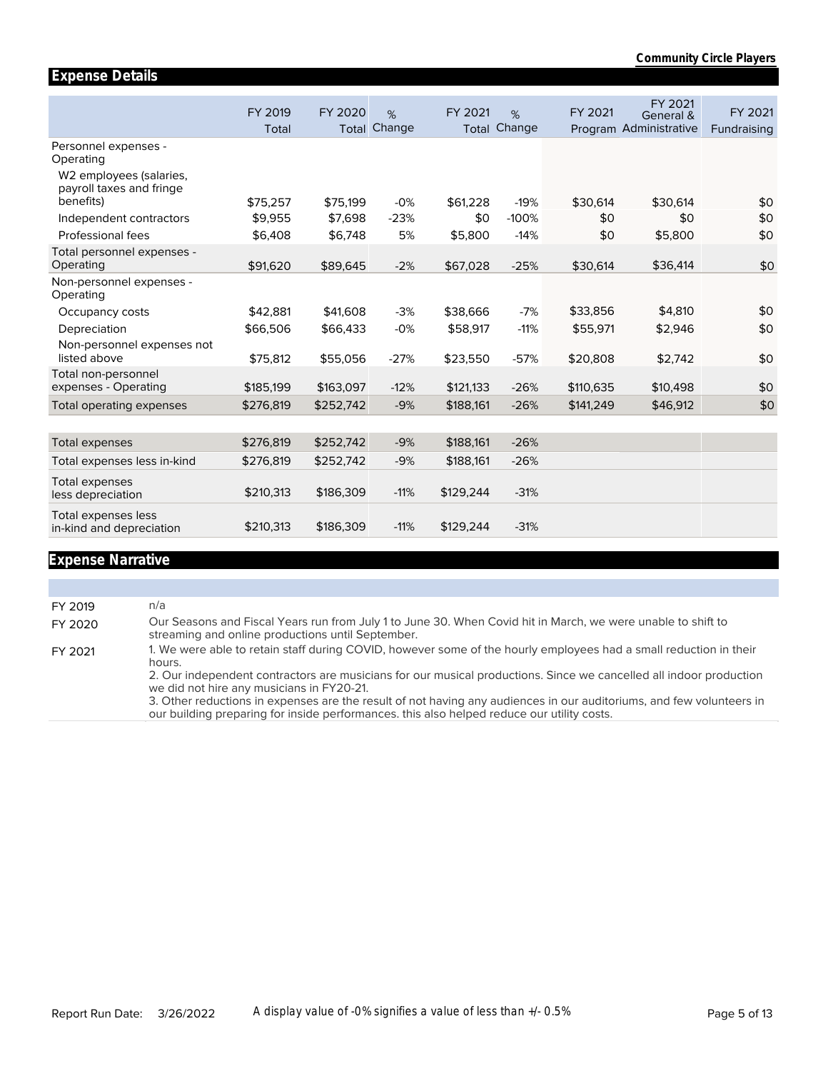## Expense Details

| | FY 2019 Total | FY 2020 Total | % Change | FY 2021 Total | % Change | FY 2021 Program | FY 2021 General & Administrative | FY 2021 Fundraising |
|---|---|---|---|---|---|---|---|---|
| Personnel expenses - Operating | | | | | | | | |
| W2 employees (salaries, payroll taxes and fringe benefits) | $75,257 | $75,199 | -0% | $61,228 | -19% | $30,614 | $30,614 | $0 |
| Independent contractors | $9,955 | $7,698 | -23% | $0 | -100% | $0 | $0 | $0 |
| Professional fees | $6,408 | $6,748 | 5% | $5,800 | -14% | $0 | $5,800 | $0 |
| Total personnel expenses - Operating | $91,620 | $89,645 | -2% | $67,028 | -25% | $30,614 | $36,414 | $0 |
| Non-personnel expenses - Operating | | | | | | | | |
| Occupancy costs | $42,881 | $41,608 | -3% | $38,666 | -7% | $33,856 | $4,810 | $0 |
| Depreciation | $66,506 | $66,433 | -0% | $58,917 | -11% | $55,971 | $2,946 | $0 |
| Non-personnel expenses not listed above | $75,812 | $55,056 | -27% | $23,550 | -57% | $20,808 | $2,742 | $0 |
| Total non-personnel expenses - Operating | $185,199 | $163,097 | -12% | $121,133 | -26% | $110,635 | $10,498 | $0 |
| Total operating expenses | $276,819 | $252,742 | -9% | $188,161 | -26% | $141,249 | $46,912 | $0 |
| | | | | | | | | |
| Total expenses | $276,819 | $252,742 | -9% | $188,161 | -26% | | | |
| Total expenses less in-kind | $276,819 | $252,742 | -9% | $188,161 | -26% | | | |
| Total expenses less depreciation | $210,313 | $186,309 | -11% | $129,244 | -31% | | | |
| Total expenses less in-kind and depreciation | $210,313 | $186,309 | -11% | $129,244 | -31% | | | |

## Expense Narrative

| | |
|---|---|
| FY 2019 | n/a |
| FY 2020 | Our Seasons and Fiscal Years run from July 1 to June 30. When Covid hit in March, we were unable to shift to streaming and online productions until September. |
| FY 2021 | 1. We were able to retain staff during COVID, however some of the hourly employees had a small reduction in their hours.<br>2. Our independent contractors are musicians for our musical productions. Since we cancelled all indoor production we did not hire any musicians in FY20-21.<br>3. Other reductions in expenses are the result of not having any audiences in our auditoriums, and few volunteers in our building preparing for inside performances. this also helped reduce our utility costs. |

A display value of -0% signifies a value of less than +/- 0.5%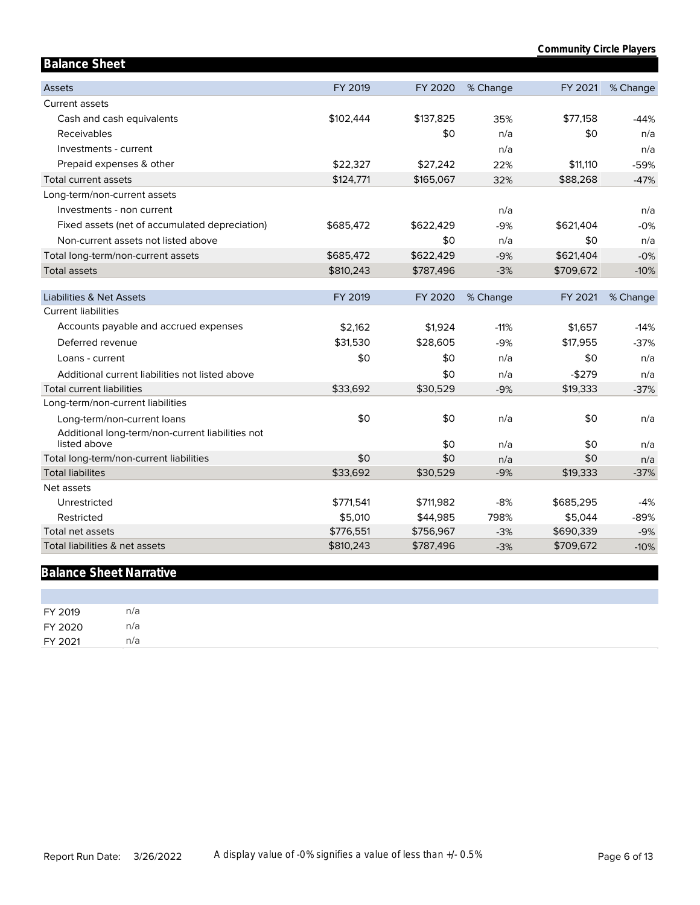## Balance Sheet

| Assets | FY 2019 | FY 2020 | % Change | FY 2021 | % Change |
|---|---|---|---|---|---|
| Current assets | | | | | |
| Cash and cash equivalents | $102,444 | $137,825 | 35% | $77,158 | -44% |
| Receivables | | $0 | n/a | $0 | n/a |
| Investments - current | | | n/a | | n/a |
| Prepaid expenses & other | $22,327 | $27,242 | 22% | $11,110 | -59% |
| Total current assets | $124,771 | $165,067 | 32% | $88,268 | -47% |
| Long-term/non-current assets | | | | | |
| Investments - non current | | | n/a | | n/a |
| Fixed assets (net of accumulated depreciation) | $685,472 | $622,429 | -9% | $621,404 | -0% |
| Non-current assets not listed above | | $0 | n/a | $0 | n/a |
| Total long-term/non-current assets | $685,472 | $622,429 | -9% | $621,404 | -0% |
| Total assets | $810,243 | $787,496 | -3% | $709,672 | -10% |

| Liabilities & Net Assets | FY 2019 | FY 2020 | % Change | FY 2021 | % Change |
|---|---|---|---|---|---|
| Current liabilities | | | | | |
| Accounts payable and accrued expenses | $2,162 | $1,924 | -11% | $1,657 | -14% |
| Deferred revenue | $31,530 | $28,605 | -9% | $17,955 | -37% |
| Loans - current | $0 | $0 | n/a | $0 | n/a |
| Additional current liabilities not listed above | | $0 | n/a | -$279 | n/a |
| Total current liabilities | $33,692 | $30,529 | -9% | $19,333 | -37% |
| Long-term/non-current liabilities | | | | | |
| Long-term/non-current loans | $0 | $0 | n/a | $0 | n/a |
| Additional long-term/non-current liabilities not listed above | | $0 | n/a | $0 | n/a |
| Total long-term/non-current liabilities | $0 | $0 | n/a | $0 | n/a |
| Total liabilites | $33,692 | $30,529 | -9% | $19,333 | -37% |
| Net assets | | | | | |
| Unrestricted | $771,541 | $711,982 | -8% | $685,295 | -4% |
| Restricted | $5,010 | $44,985 | 798% | $5,044 | -89% |
| Total net assets | $776,551 | $756,967 | -3% | $690,339 | -9% |
| Total liabilities & net assets | $810,243 | $787,496 | -3% | $709,672 | -10% |

## Balance Sheet Narrative

| | |
|---|---|
| FY 2019 | n/a |
| FY 2020 | n/a |
| FY 2021 | n/a |

A display value of -0% signifies a value of less than +/- 0.5%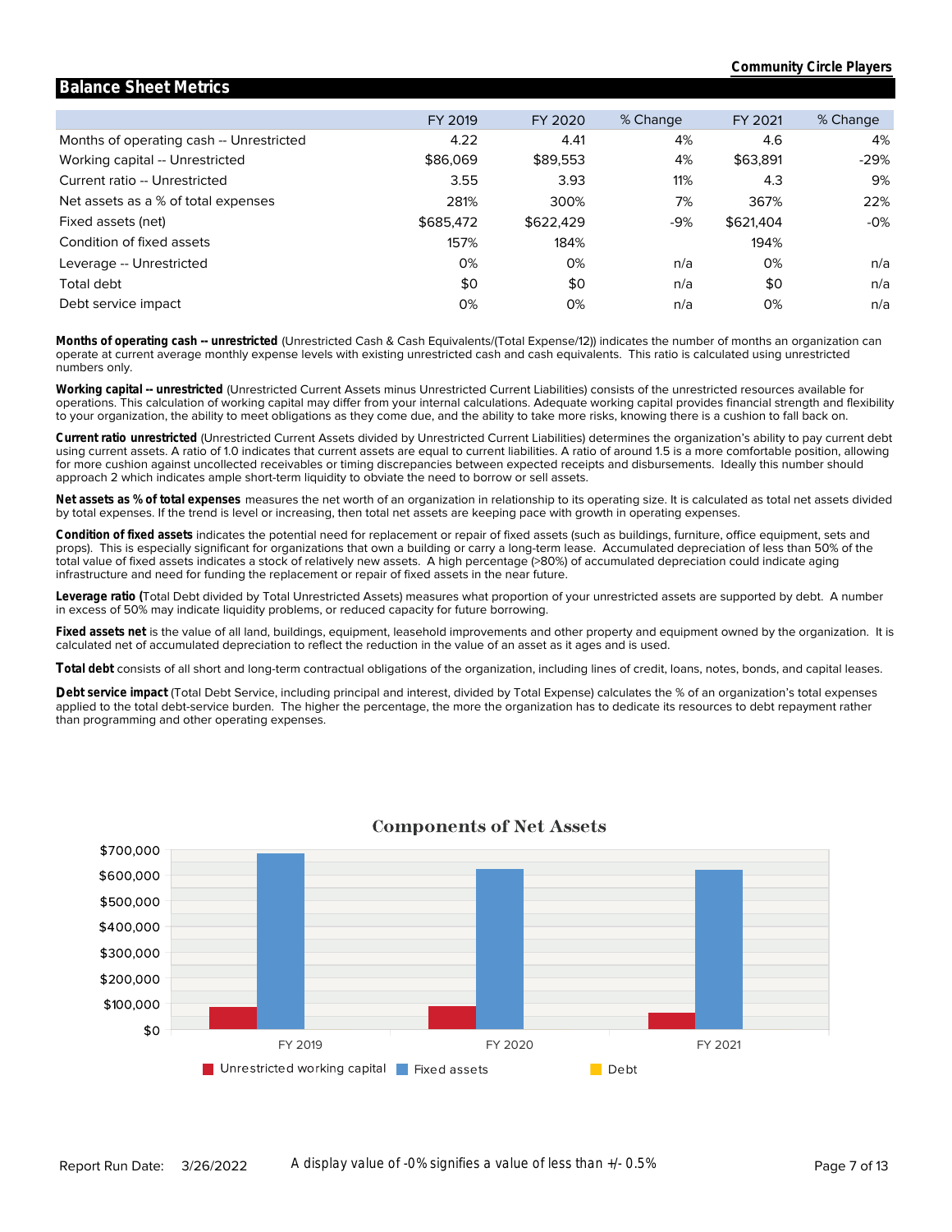Community Circle Players

## Balance Sheet Metrics

| | FY 2019 | FY 2020 | % Change | FY 2021 | % Change |
|---|---|---|---|---|---|
| Months of operating cash -- Unrestricted | 4.22 | 4.41 | 4% | 4.6 | 4% |
| Working capital -- Unrestricted | $86,069 | $89,553 | 4% | $63,891 | -29% |
| Current ratio -- Unrestricted | 3.55 | 3.93 | 11% | 4.3 | 9% |
| Net assets as a % of total expenses | 281% | 300% | 7% | 367% | 22% |
| Fixed assets (net) | $685,472 | $622,429 | -9% | $621,404 | -0% |
| Condition of fixed assets | 157% | 184% | | 194% | |
| Leverage -- Unrestricted | 0% | 0% | n/a | 0% | n/a |
| Total debt | $0 | $0 | n/a | $0 | n/a |
| Debt service impact | 0% | 0% | n/a | 0% | n/a |

**Months of operating cash -- unrestricted** (Unrestricted Cash & Cash Equivalents/(Total Expense/12)) indicates the number of months an organization can operate at current average monthly expense levels with existing unrestricted cash and cash equivalents. This ratio is calculated using unrestricted numbers only.

**Working capital -- unrestricted** (Unrestricted Current Assets minus Unrestricted Current Liabilities) consists of the unrestricted resources available for operations. This calculation of working capital may differ from your internal calculations. Adequate working capital provides financial strength and flexibility to your organization, the ability to meet obligations as they come due, and the ability to take more risks, knowing there is a cushion to fall back on.

**Current ratio unrestricted** (Unrestricted Current Assets divided by Unrestricted Current Liabilities) determines the organization's ability to pay current debt using current assets. A ratio of 1.0 indicates that current assets are equal to current liabilities. A ratio of around 1.5 is a more comfortable position, allowing for more cushion against uncollected receivables or timing discrepancies between expected receipts and disbursements. Ideally this number should approach 2 which indicates ample short-term liquidity to obviate the need to borrow or sell assets.

**Net assets as % of total expenses** measures the net worth of an organization in relationship to its operating size. It is calculated as total net assets divided by total expenses. If the trend is level or increasing, then total net assets are keeping pace with growth in operating expenses.

**Condition of fixed assets** indicates the potential need for replacement or repair of fixed assets (such as buildings, furniture, office equipment, sets and props). This is especially significant for organizations that own a building or carry a long-term lease. Accumulated depreciation of less than 50% of the total value of fixed assets indicates a stock of relatively new assets. A high percentage (>80%) of accumulated depreciation could indicate aging infrastructure and need for funding the replacement or repair of fixed assets in the near future.

**Leverage ratio (**Total Debt divided by Total Unrestricted Assets) measures what proportion of your unrestricted assets are supported by debt. A number in excess of 50% may indicate liquidity problems, or reduced capacity for future borrowing.

**Fixed assets net** is the value of all land, buildings, equipment, leasehold improvements and other property and equipment owned by the organization. It is calculated net of accumulated depreciation to reflect the reduction in the value of an asset as it ages and is used.

**Total debt** consists of all short and long-term contractual obligations of the organization, including lines of credit, loans, notes, bonds, and capital leases.

**Debt service impact** (Total Debt Service, including principal and interest, divided by Total Expense) calculates the % of an organization's total expenses applied to the total debt-service burden. The higher the percentage, the more the organization has to dedicate its resources to debt repayment rather than programming and other operating expenses.

### Components of Net Assets

| | Unrestricted working capital | Fixed assets | Debt |
|---|---|---|---|
| FY 2019 | $86,069 | $685,472 | $0 |
| FY 2020 | $89,553 | $622,429 | $0 |
| FY 2021 | $63,891 | $621,404 | $0 |

Report Run Date: 3/26/2022

A display value of -0% signifies a value of less than +/- 0.5%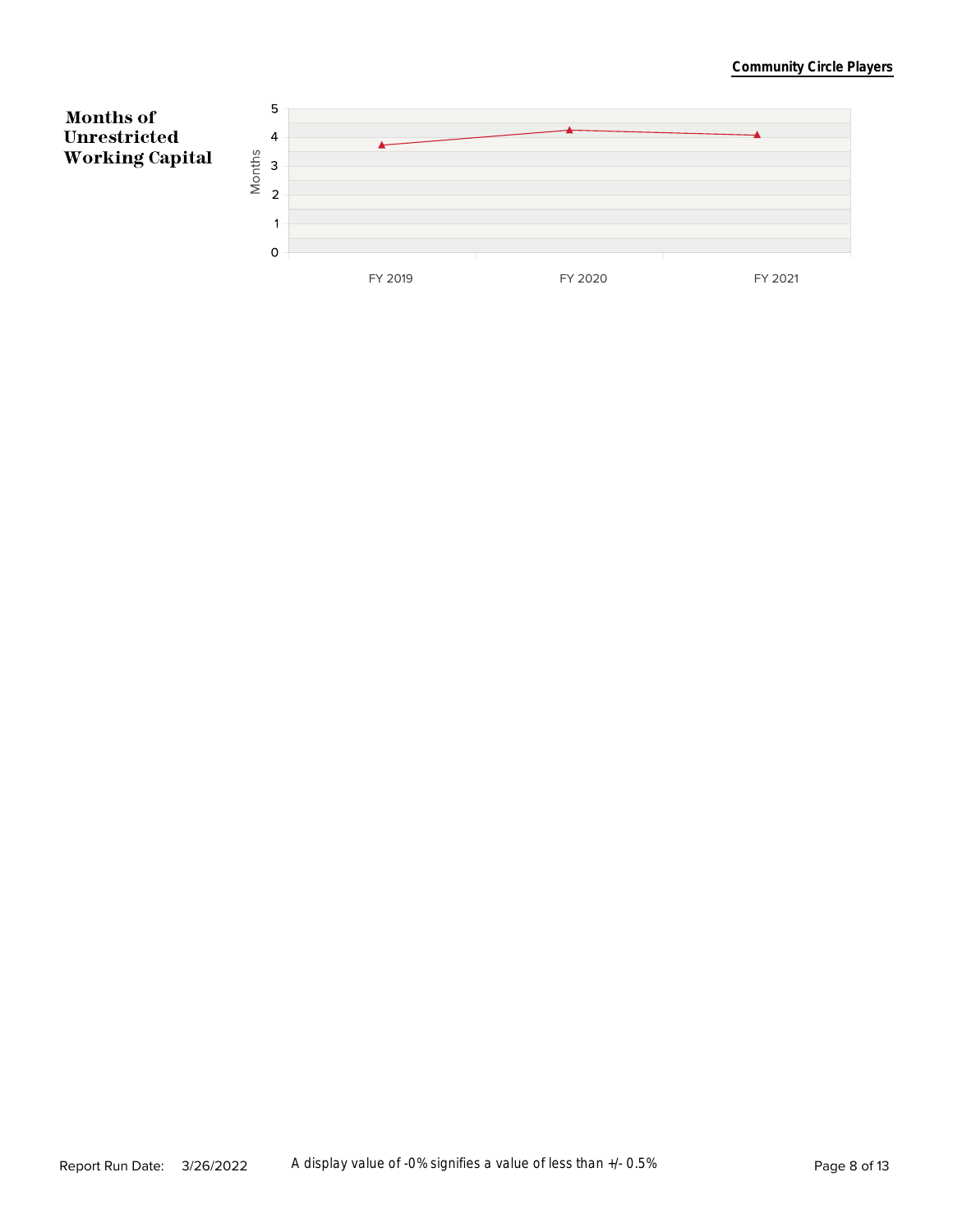## Months of Unrestricted Working Capital

| | FY 2019 | FY 2020 | FY 2021 |
|---|---|---|---|
| Months | 3.7 | 4.2 | 4.1 |

A display value of -0% signifies a value of less than +/- 0.5%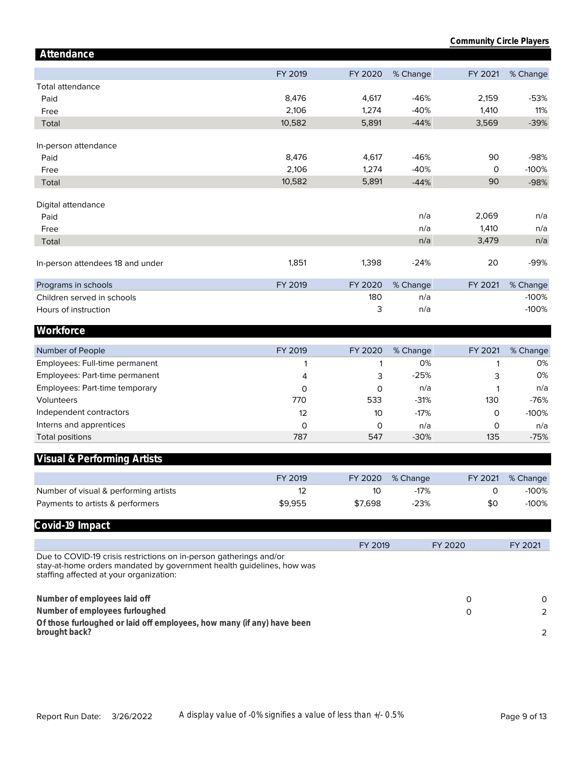## Attendance

| | FY 2019 | FY 2020 | % Change | FY 2021 | % Change |
|---|---|---|---|---|---|
| Total attendance | | | | | |
| Paid | 8,476 | 4,617 | -46% | 2,159 | -53% |
| Free | 2,106 | 1,274 | -40% | 1,410 | 11% |
| Total | 10,582 | 5,891 | -44% | 3,569 | -39% |
| In-person attendance | | | | | |
| Paid | 8,476 | 4,617 | -46% | 90 | -98% |
| Free | 2,106 | 1,274 | -40% | 0 | -100% |
| Total | 10,582 | 5,891 | -44% | 90 | -98% |
| Digital attendance | | | | | |
| Paid | | | n/a | 2,069 | n/a |
| Free | | | n/a | 1,410 | n/a |
| Total | | | n/a | 3,479 | n/a |
| In-person attendees 18 and under | 1,851 | 1,398 | -24% | 20 | -99% |

| Programs in schools | FY 2019 | FY 2020 | % Change | FY 2021 | % Change |
|---|---|---|---|---|---|
| Children served in schools | | 180 | n/a | | -100% |
| Hours of instruction | | 3 | n/a | | -100% |

## Workforce

| Number of People | FY 2019 | FY 2020 | % Change | FY 2021 | % Change |
|---|---|---|---|---|---|
| Employees: Full-time permanent | 1 | 1 | 0% | 1 | 0% |
| Employees: Part-time permanent | 4 | 3 | -25% | 3 | 0% |
| Employees: Part-time temporary | 0 | 0 | n/a | 1 | n/a |
| Volunteers | 770 | 533 | -31% | 130 | -76% |
| Independent contractors | 12 | 10 | -17% | 0 | -100% |
| Interns and apprentices | 0 | 0 | n/a | 0 | n/a |
| Total positions | 787 | 547 | -30% | 135 | -75% |

## Visual & Performing Artists

| | FY 2019 | FY 2020 | % Change | FY 2021 | % Change |
|---|---|---|---|---|---|
| Number of visual & performing artists | 12 | 10 | -17% | 0 | -100% |
| Payments to artists & performers | $9,955 | $7,698 | -23% | $0 | -100% |

## Covid-19 Impact

| | FY 2019 | FY 2020 | FY 2021 |
|---|---|---|---|
| Due to COVID-19 crisis restrictions on in-person gatherings and/or stay-at-home orders mandated by government health guidelines, how was staffing affected at your organization: | | | |
| **Number of employees laid off** | | 0 | 0 |
| **Number of employees furloughed** | | 0 | 2 |
| **Of those furloughed or laid off employees, how many (if any) have been brought back?** | | | 2 |

Report Run Date: 3/26/2022

A display value of -0% signifies a value of less than +/- 0.5%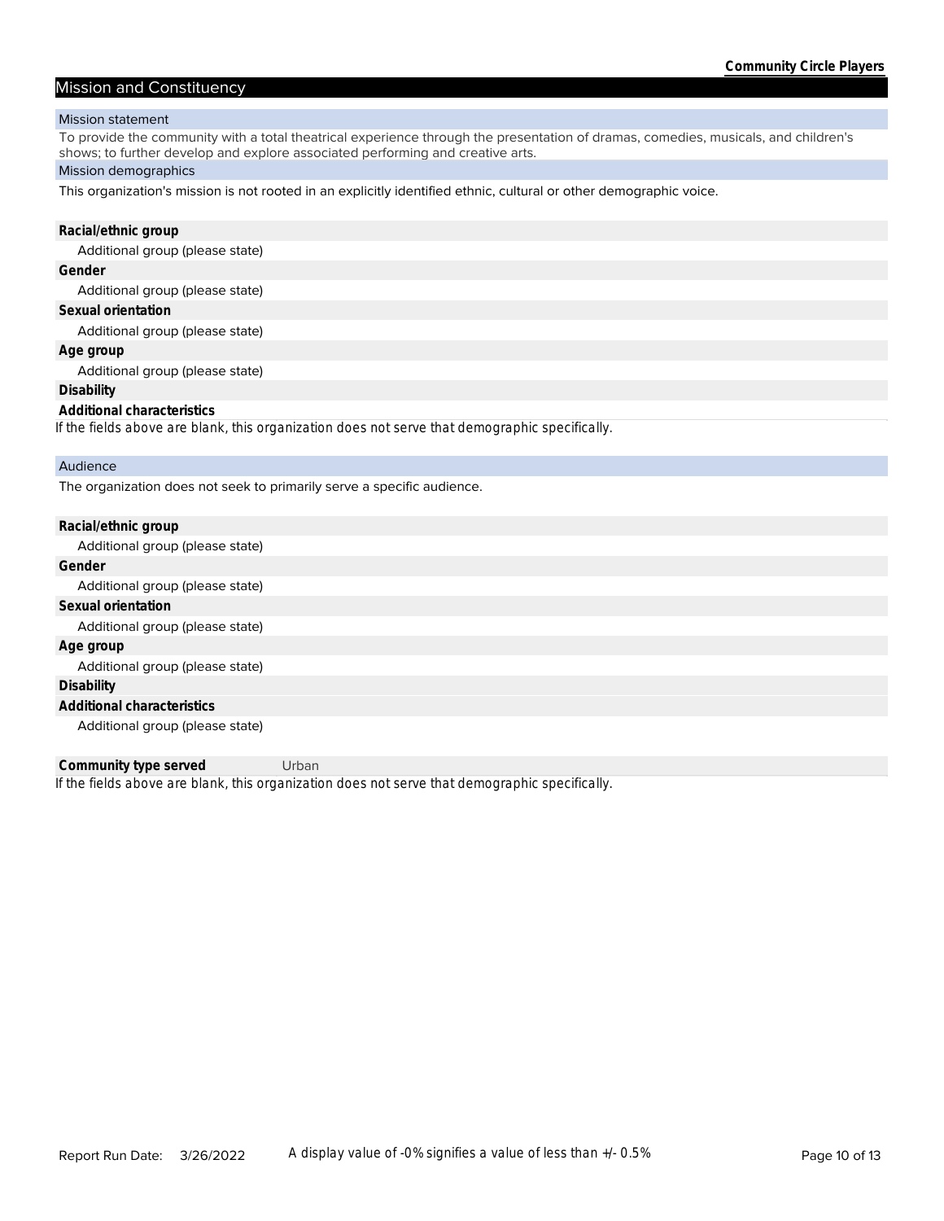## Mission and Constituency

### Mission statement

To provide the community with a total theatrical experience through the presentation of dramas, comedies, musicals, and children's shows; to further develop and explore associated performing and creative arts.

### Mission demographics

This organization's mission is not rooted in an explicitly identified ethnic, cultural or other demographic voice.

**Racial/ethnic group**

Additional group (please state)

**Gender**

Additional group (please state)

**Sexual orientation**

Additional group (please state)

**Age group**

Additional group (please state)

**Disability**

**Additional characteristics**

*If the fields above are blank, this organization does not serve that demographic specifically.*

### Audience

The organization does not seek to primarily serve a specific audience.

**Racial/ethnic group**

Additional group (please state)

**Gender**

Additional group (please state)

**Sexual orientation**

Additional group (please state)

**Age group**

Additional group (please state)

**Disability**

**Additional characteristics**

Additional group (please state)

**Community type served** Urban

*If the fields above are blank, this organization does not serve that demographic specifically.*

Report Run Date: 3/26/2022 A display value of -0% signifies a value of less than +/- 0.5%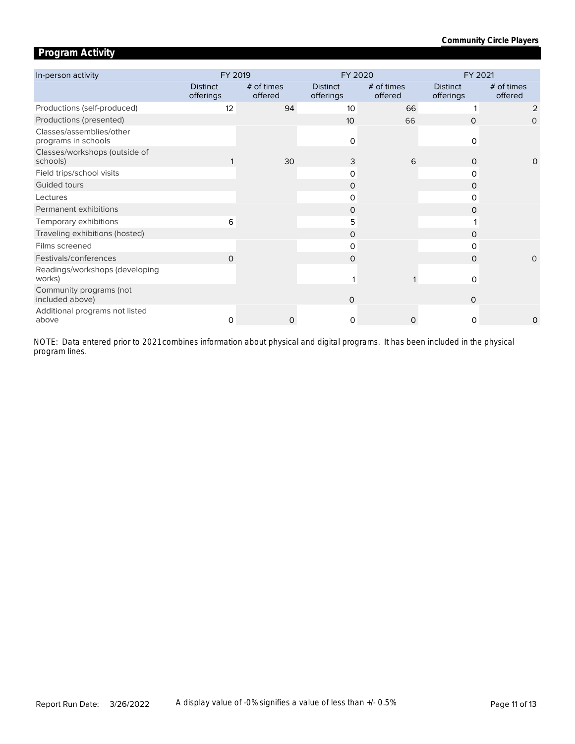## Program Activity

| In-person activity | FY 2019 | | FY 2020 | | FY 2021 | |
|---|---|---|---|---|---|---|
| | Distinct offerings | # of times offered | Distinct offerings | # of times offered | Distinct offerings | # of times offered |
| Productions (self-produced) | 12 | 94 | 10 | 66 | 1 | 2 |
| Productions (presented) | | | 10 | 66 | 0 | 0 |
| Classes/assemblies/other programs in schools | | | 0 | | 0 | |
| Classes/workshops (outside of schools) | 1 | 30 | 3 | 6 | 0 | 0 |
| Field trips/school visits | | | 0 | | 0 | |
| Guided tours | | | 0 | | 0 | |
| Lectures | | | 0 | | 0 | |
| Permanent exhibitions | | | 0 | | 0 | |
| Temporary exhibitions | 6 | | 5 | | 1 | |
| Traveling exhibitions (hosted) | | | 0 | | 0 | |
| Films screened | | | 0 | | 0 | |
| Festivals/conferences | 0 | | 0 | | 0 | 0 |
| Readings/workshops (developing works) | | | 1 | 1 | 0 | |
| Community programs (not included above) | | | 0 | | 0 | |
| Additional programs not listed above | 0 | 0 | 0 | 0 | 0 | 0 |

NOTE: Data entered prior to 2021 combines information about physical and digital programs. It has been included in the physical program lines.

A display value of -0% signifies a value of less than +/- 0.5%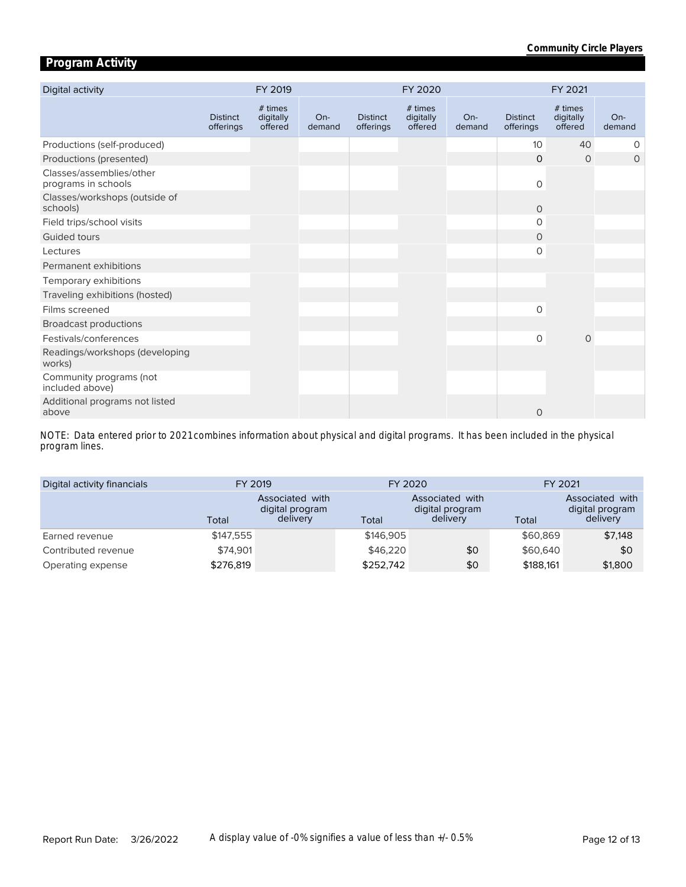## Program Activity

| Digital activity | FY 2019 | | | FY 2020 | | | FY 2021 | | |
|---|---|---|---|---|---|---|---|---|---|
| | Distinct offerings | # times digitally offered | On-demand | Distinct offerings | # times digitally offered | On-demand | Distinct offerings | # times digitally offered | On-demand |
| Productions (self-produced) | | | | | | | 10 | 40 | 0 |
| Productions (presented) | | | | | | | 0 | 0 | 0 |
| Classes/assemblies/other programs in schools | | | | | | | 0 | | |
| Classes/workshops (outside of schools) | | | | | | | 0 | | |
| Field trips/school visits | | | | | | | 0 | | |
| Guided tours | | | | | | | 0 | | |
| Lectures | | | | | | | 0 | | |
| Permanent exhibitions | | | | | | | | | |
| Temporary exhibitions | | | | | | | | | |
| Traveling exhibitions (hosted) | | | | | | | | | |
| Films screened | | | | | | | 0 | | |
| Broadcast productions | | | | | | | | | |
| Festivals/conferences | | | | | | | 0 | 0 | |
| Readings/workshops (developing works) | | | | | | | | | |
| Community programs (not included above) | | | | | | | | | |
| Additional programs not listed above | | | | | | | 0 | | |

NOTE: Data entered prior to 2021 combines information about physical and digital programs. It has been included in the physical program lines.

| Digital activity financials | FY 2019 | | FY 2020 | | FY 2021 | |
|---|---|---|---|---|---|---|
| | Total | Associated with digital program delivery | Total | Associated with digital program delivery | Total | Associated with digital program delivery |
| Earned revenue | $147,555 | | $146,905 | | $60,869 | $7,148 |
| Contributed revenue | $74,901 | | $46,220 | $0 | $60,640 | $0 |
| Operating expense | $276,819 | | $252,742 | $0 | $188,161 | $1,800 |

A display value of -0% signifies a value of less than +/- 0.5%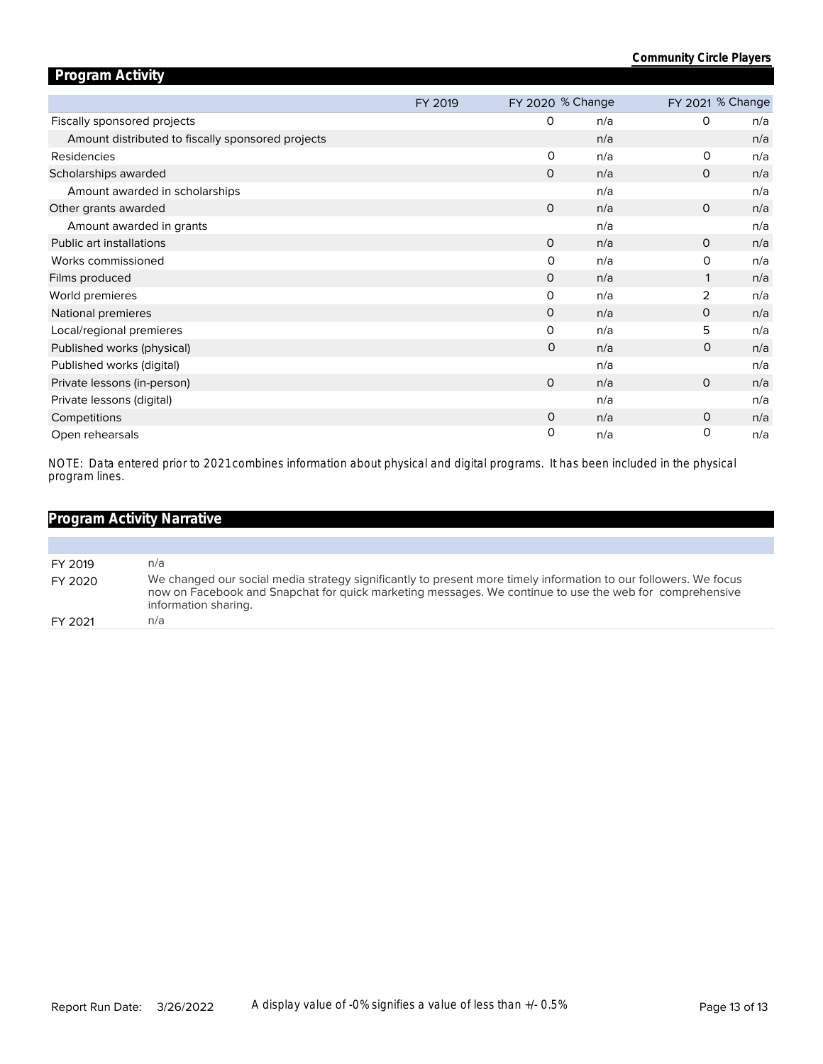## Program Activity

| | FY 2019 | FY 2020 | % Change | FY 2021 | % Change |
|---|---|---|---|---|---|
| Fiscally sponsored projects | | 0 | n/a | 0 | n/a |
| Amount distributed to fiscally sponsored projects | | | n/a | | n/a |
| Residencies | | 0 | n/a | 0 | n/a |
| Scholarships awarded | | 0 | n/a | 0 | n/a |
| Amount awarded in scholarships | | | n/a | | n/a |
| Other grants awarded | | 0 | n/a | 0 | n/a |
| Amount awarded in grants | | | n/a | | n/a |
| Public art installations | | 0 | n/a | 0 | n/a |
| Works commissioned | | 0 | n/a | 0 | n/a |
| Films produced | | 0 | n/a | 1 | n/a |
| World premieres | | 0 | n/a | 2 | n/a |
| National premieres | | 0 | n/a | 0 | n/a |
| Local/regional premieres | | 0 | n/a | 5 | n/a |
| Published works (physical) | | 0 | n/a | 0 | n/a |
| Published works (digital) | | | n/a | | n/a |
| Private lessons (in-person) | | 0 | n/a | 0 | n/a |
| Private lessons (digital) | | | n/a | | n/a |
| Competitions | | 0 | n/a | 0 | n/a |
| Open rehearsals | | 0 | n/a | 0 | n/a |

NOTE: Data entered prior to 2021 combines information about physical and digital programs. It has been included in the physical program lines.

## Program Activity Narrative

| | |
|---|---|
| FY 2019 | n/a |
| FY 2020 | We changed our social media strategy significantly to present more timely information to our followers. We focus now on Facebook and Snapchat for quick marketing messages. We continue to use the web for comprehensive information sharing. |
| FY 2021 | n/a |

A display value of -0% signifies a value of less than +/- 0.5%